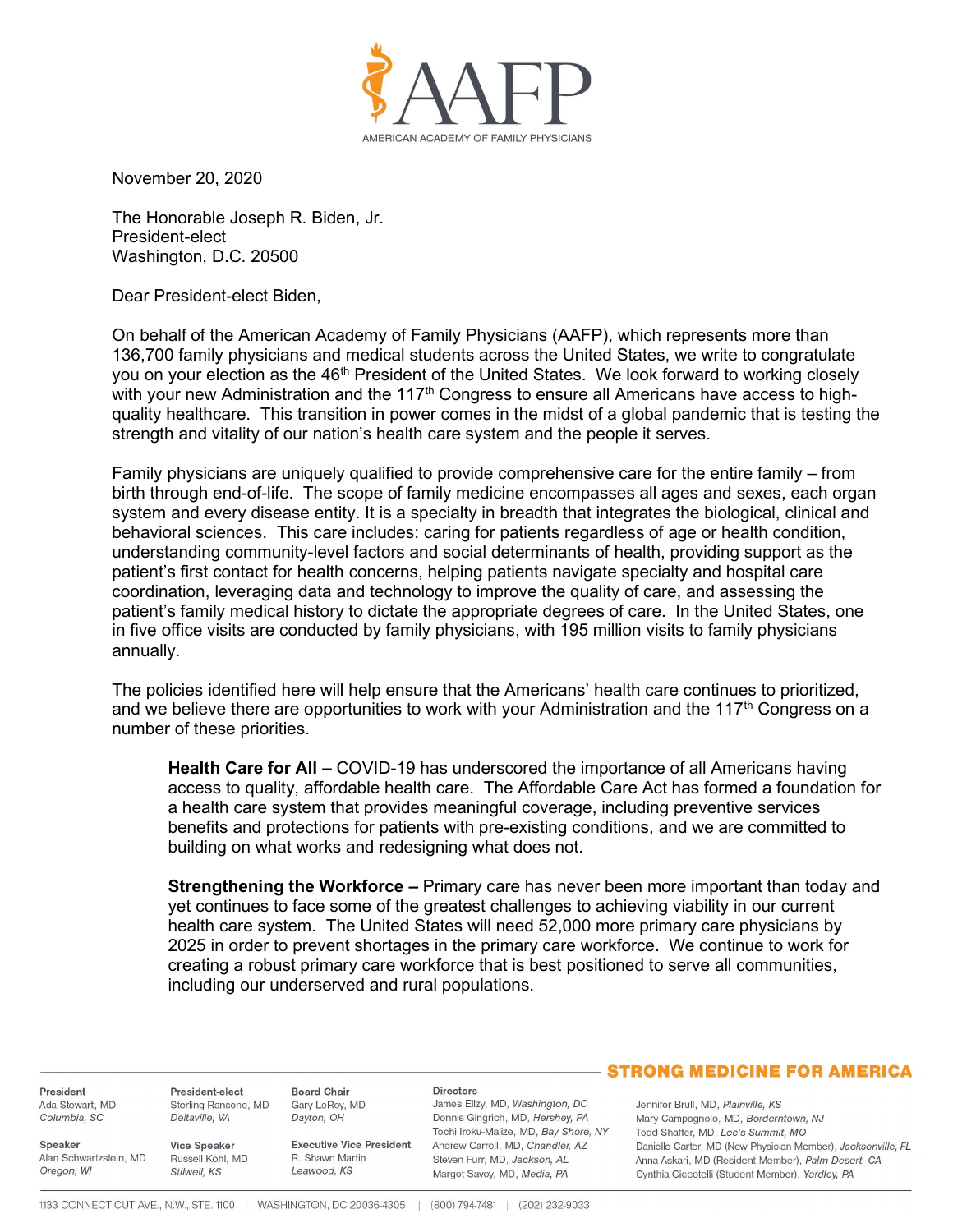AMERICAN ACADEMY OF FAMILY PHYSICIANS

November 20, 2020

The Honorable Joseph R. Biden, Jr.
President-elect
Washington, D.C. 20500

Dear President-elect Biden,

On behalf of the American Academy of Family Physicians (AAFP), which represents more than 136,700 family physicians and medical students across the United States, we write to congratulate you on your election as the 46th President of the United States. We look forward to working closely with your new Administration and the 117th Congress to ensure all Americans have access to high-quality healthcare. This transition in power comes in the midst of a global pandemic that is testing the strength and vitality of our nation's health care system and the people it serves.

Family physicians are uniquely qualified to provide comprehensive care for the entire family – from birth through end-of-life. The scope of family medicine encompasses all ages and sexes, each organ system and every disease entity. It is a specialty in breadth that integrates the biological, clinical and behavioral sciences. This care includes: caring for patients regardless of age or health condition, understanding community-level factors and social determinants of health, providing support as the patient's first contact for health concerns, helping patients navigate specialty and hospital care coordination, leveraging data and technology to improve the quality of care, and assessing the patient's family medical history to dictate the appropriate degrees of care. In the United States, one in five office visits are conducted by family physicians, with 195 million visits to family physicians annually.

The policies identified here will help ensure that the Americans' health care continues to prioritized, and we believe there are opportunities to work with your Administration and the 117th Congress on a number of these priorities.

> **Health Care for All –** COVID-19 has underscored the importance of all Americans having access to quality, affordable health care. The Affordable Care Act has formed a foundation for a health care system that provides meaningful coverage, including preventive services benefits and protections for patients with pre-existing conditions, and we are committed to building on what works and redesigning what does not.
>
> **Strengthening the Workforce –** Primary care has never been more important than today and yet continues to face some of the greatest challenges to achieving viability in our current health care system. The United States will need 52,000 more primary care physicians by 2025 in order to prevent shortages in the primary care workforce. We continue to work for creating a robust primary care workforce that is best positioned to serve all communities, including our underserved and rural populations.

STRONG MEDICINE FOR AMERICA

**President**
Ada Stewart, MD
*Columbia, SC*

**Speaker**
Alan Schwartzstein, MD
*Oregon, WI*

**President-elect**
Sterling Ransone, MD
*Deltaville, VA*

**Vice Speaker**
Russell Kohl, MD
*Stilwell, KS*

**Board Chair**
Gary LeRoy, MD
*Dayton, OH*

**Executive Vice President**
R. Shawn Martin
*Leawood, KS*

**Directors**
James Ellzy, MD, *Washington, DC*
Dennis Gingrich, MD, *Hershey, PA*
Tochi Iroku-Malize, MD, *Bay Shore, NY*
Andrew Carroll, MD, *Chandler, AZ*
Steven Furr, MD, *Jackson, AL*
Margot Savoy, MD, *Media, PA*
Jennifer Brull, MD, *Plainville, KS*
Mary Campagnolo, MD, *Borderntown, NJ*
Todd Shaffer, MD, *Lee's Summit, MO*
Danielle Carter, MD (New Physician Member), *Jacksonville, FL*
Anna Askari, MD (Resident Member), *Palm Desert, CA*
Cynthia Ciccotelli (Student Member), *Yardley, PA*

1133 CONNECTICUT AVE., N.W., STE. 1100 | WASHINGTON, DC 20036-4305 | (800) 794-7481 | (202) 232-9033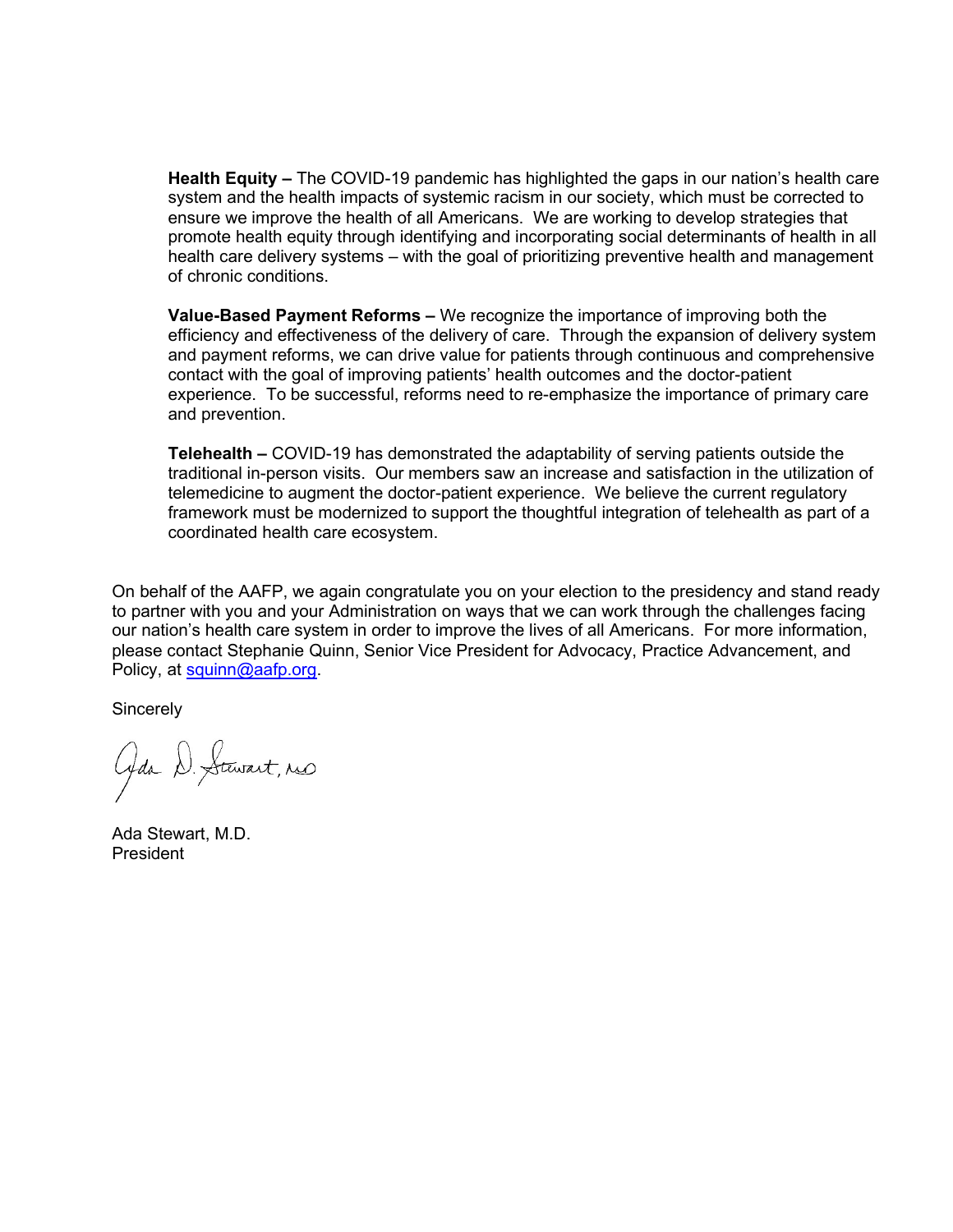**Health Equity –** The COVID-19 pandemic has highlighted the gaps in our nation's health care system and the health impacts of systemic racism in our society, which must be corrected to ensure we improve the health of all Americans. We are working to develop strategies that promote health equity through identifying and incorporating social determinants of health in all health care delivery systems – with the goal of prioritizing preventive health and management of chronic conditions.

**Value-Based Payment Reforms –** We recognize the importance of improving both the efficiency and effectiveness of the delivery of care. Through the expansion of delivery system and payment reforms, we can drive value for patients through continuous and comprehensive contact with the goal of improving patients' health outcomes and the doctor-patient experience. To be successful, reforms need to re-emphasize the importance of primary care and prevention.

**Telehealth –** COVID-19 has demonstrated the adaptability of serving patients outside the traditional in-person visits. Our members saw an increase and satisfaction in the utilization of telemedicine to augment the doctor-patient experience. We believe the current regulatory framework must be modernized to support the thoughtful integration of telehealth as part of a coordinated health care ecosystem.

On behalf of the AAFP, we again congratulate you on your election to the presidency and stand ready to partner with you and your Administration on ways that we can work through the challenges facing our nation's health care system in order to improve the lives of all Americans. For more information, please contact Stephanie Quinn, Senior Vice President for Advocacy, Practice Advancement, and Policy, at squinn@aafp.org.

Sincerely

Ada D. Stewart, MD

Ada Stewart, M.D.
President